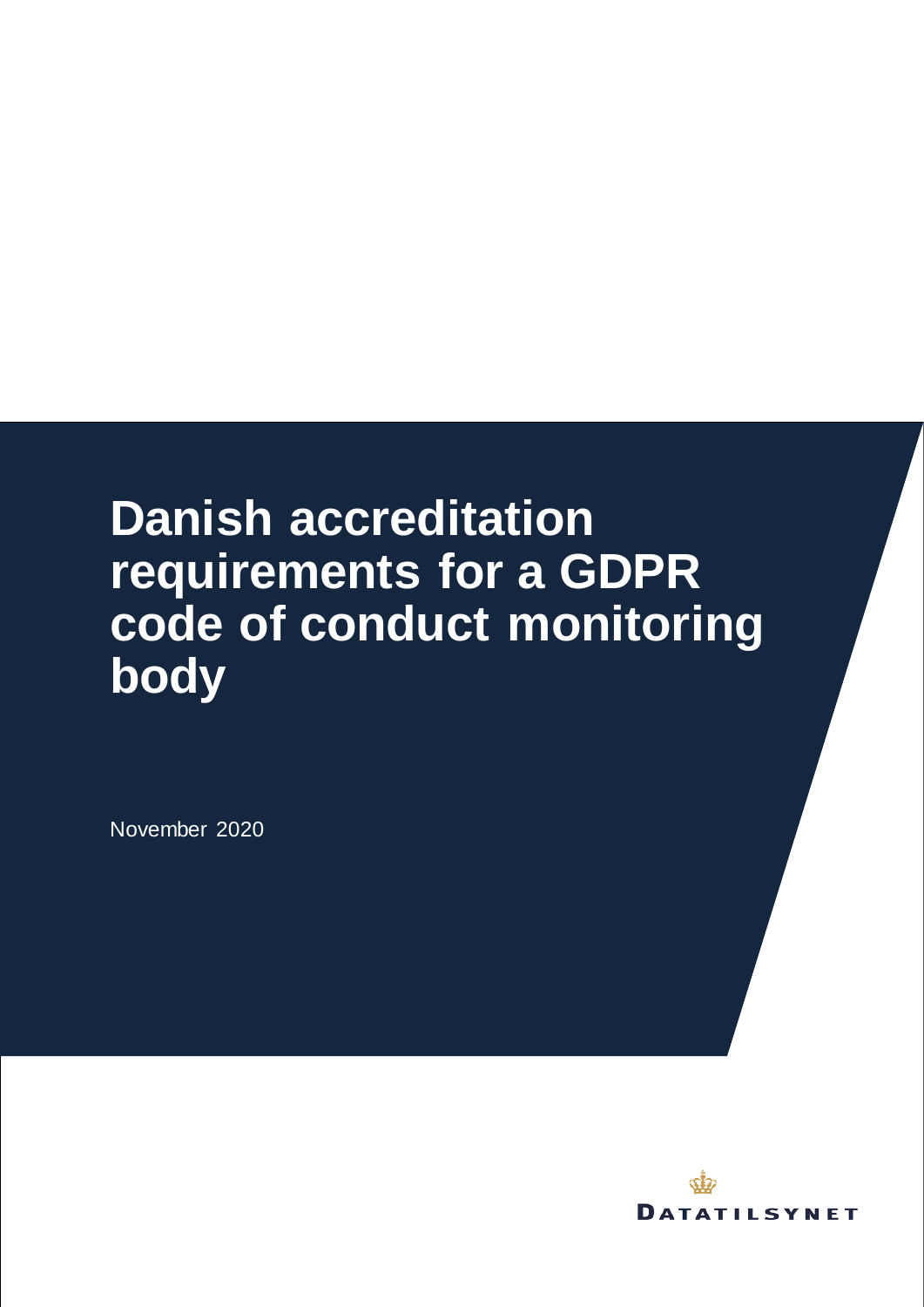# Danish accreditation requirements for a GDPR code of conduct monitoring body

November 2020

DATATILSYNET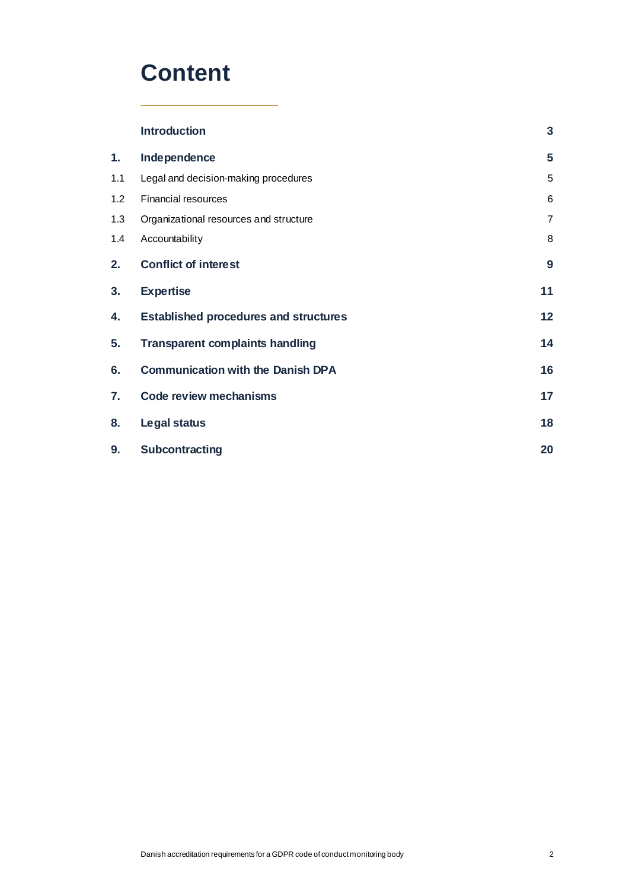# Content

| | | |
|---|---|---|
| | **Introduction** | **3** |
| **1.** | **Independence** | **5** |
| 1.1 | Legal and decision-making procedures | 5 |
| 1.2 | Financial resources | 6 |
| 1.3 | Organizational resources and structure | 7 |
| 1.4 | Accountability | 8 |
| **2.** | **Conflict of interest** | **9** |
| **3.** | **Expertise** | **11** |
| **4.** | **Established procedures and structures** | **12** |
| **5.** | **Transparent complaints handling** | **14** |
| **6.** | **Communication with the Danish DPA** | **16** |
| **7.** | **Code review mechanisms** | **17** |
| **8.** | **Legal status** | **18** |
| **9.** | **Subcontracting** | **20** |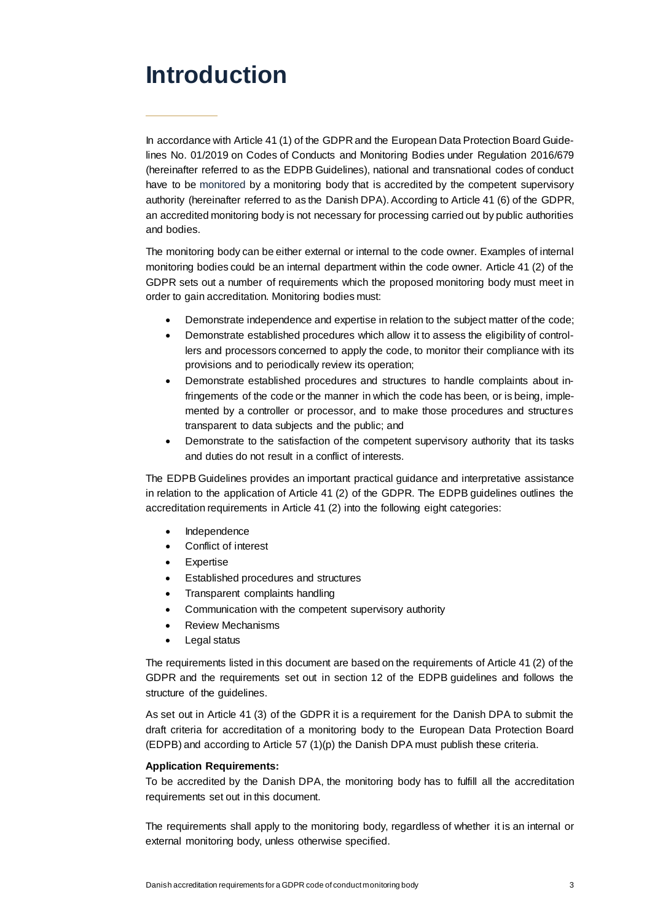# Introduction

In accordance with Article 41 (1) of the GDPR and the European Data Protection Board Guidelines No. 01/2019 on Codes of Conducts and Monitoring Bodies under Regulation 2016/679 (hereinafter referred to as the EDPB Guidelines), national and transnational codes of conduct have to be monitored by a monitoring body that is accredited by the competent supervisory authority (hereinafter referred to as the Danish DPA). According to Article 41 (6) of the GDPR, an accredited monitoring body is not necessary for processing carried out by public authorities and bodies.

The monitoring body can be either external or internal to the code owner. Examples of internal monitoring bodies could be an internal department within the code owner. Article 41 (2) of the GDPR sets out a number of requirements which the proposed monitoring body must meet in order to gain accreditation. Monitoring bodies must:

- Demonstrate independence and expertise in relation to the subject matter of the code;
- Demonstrate established procedures which allow it to assess the eligibility of controllers and processors concerned to apply the code, to monitor their compliance with its provisions and to periodically review its operation;
- Demonstrate established procedures and structures to handle complaints about infringements of the code or the manner in which the code has been, or is being, implemented by a controller or processor, and to make those procedures and structures transparent to data subjects and the public; and
- Demonstrate to the satisfaction of the competent supervisory authority that its tasks and duties do not result in a conflict of interests.

The EDPB Guidelines provides an important practical guidance and interpretative assistance in relation to the application of Article 41 (2) of the GDPR. The EDPB guidelines outlines the accreditation requirements in Article 41 (2) into the following eight categories:

- Independence
- Conflict of interest
- Expertise
- Established procedures and structures
- Transparent complaints handling
- Communication with the competent supervisory authority
- Review Mechanisms
- Legal status

The requirements listed in this document are based on the requirements of Article 41 (2) of the GDPR and the requirements set out in section 12 of the EDPB guidelines and follows the structure of the guidelines.

As set out in Article 41 (3) of the GDPR it is a requirement for the Danish DPA to submit the draft criteria for accreditation of a monitoring body to the European Data Protection Board (EDPB) and according to Article 57 (1)(p) the Danish DPA must publish these criteria.

**Application Requirements:**
To be accredited by the Danish DPA, the monitoring body has to fulfill all the accreditation requirements set out in this document.

The requirements shall apply to the monitoring body, regardless of whether it is an internal or external monitoring body, unless otherwise specified.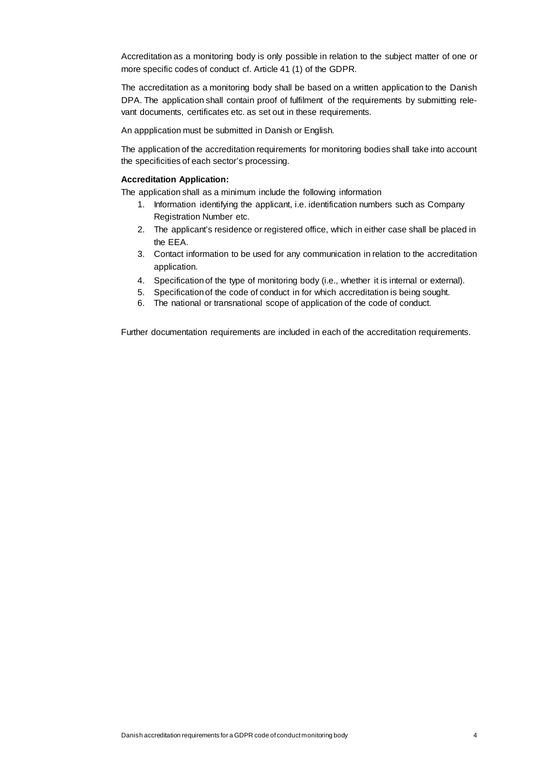Accreditation as a monitoring body is only possible in relation to the subject matter of one or more specific codes of conduct cf. Article 41 (1) of the GDPR.

The accreditation as a monitoring body shall be based on a written application to the Danish DPA. The application shall contain proof of fulfilment of the requirements by submitting relevant documents, certificates etc. as set out in these requirements.

An appplication must be submitted in Danish or English.

The application of the accreditation requirements for monitoring bodies shall take into account the specificities of each sector's processing.

**Accreditation Application:**

The application shall as a minimum include the following information

1. Information identifying the applicant, i.e. identification numbers such as Company Registration Number etc.
2. The applicant's residence or registered office, which in either case shall be placed in the EEA.
3. Contact information to be used for any communication in relation to the accreditation application.
4. Specification of the type of monitoring body (i.e., whether it is internal or external).
5. Specification of the code of conduct in for which accreditation is being sought.
6. The national or transnational scope of application of the code of conduct.

Further documentation requirements are included in each of the accreditation requirements.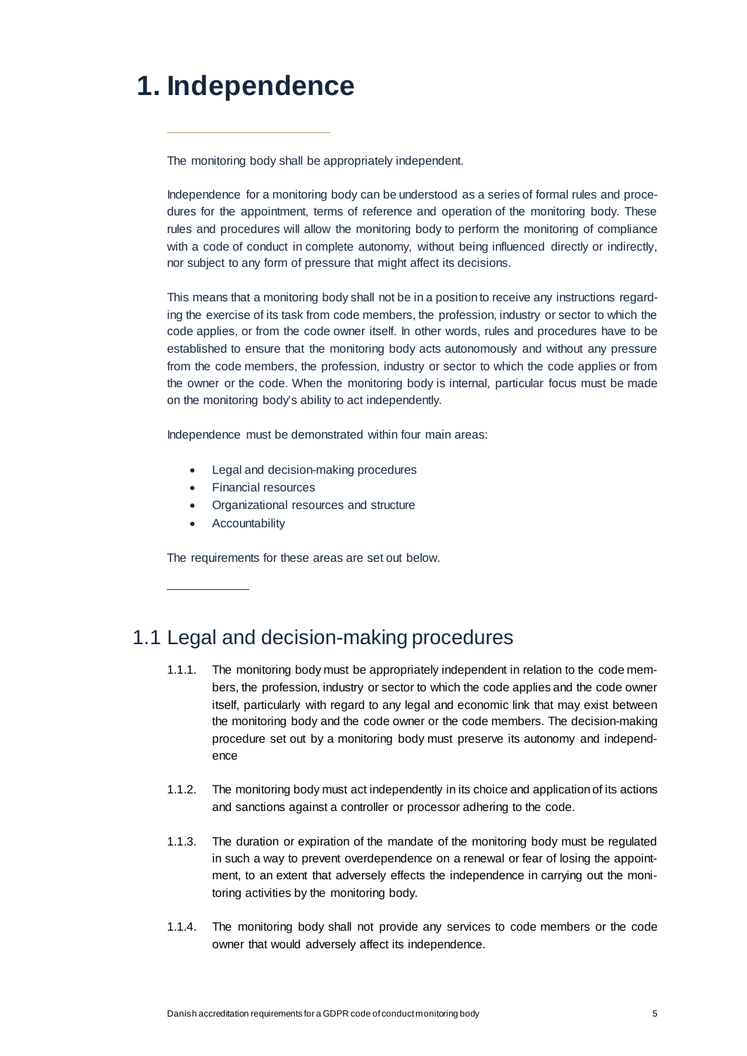# 1. Independence

The monitoring body shall be appropriately independent.

Independence for a monitoring body can be understood as a series of formal rules and procedures for the appointment, terms of reference and operation of the monitoring body. These rules and procedures will allow the monitoring body to perform the monitoring of compliance with a code of conduct in complete autonomy, without being influenced directly or indirectly, nor subject to any form of pressure that might affect its decisions.

This means that a monitoring body shall not be in a position to receive any instructions regarding the exercise of its task from code members, the profession, industry or sector to which the code applies, or from the code owner itself. In other words, rules and procedures have to be established to ensure that the monitoring body acts autonomously and without any pressure from the code members, the profession, industry or sector to which the code applies or from the owner or the code. When the monitoring body is internal, particular focus must be made on the monitoring body's ability to act independently.

Independence must be demonstrated within four main areas:

- Legal and decision-making procedures
- Financial resources
- Organizational resources and structure
- Accountability

The requirements for these areas are set out below.

## 1.1 Legal and decision-making procedures

1.1.1. The monitoring body must be appropriately independent in relation to the code members, the profession, industry or sector to which the code applies and the code owner itself, particularly with regard to any legal and economic link that may exist between the monitoring body and the code owner or the code members. The decision-making procedure set out by a monitoring body must preserve its autonomy and independence

1.1.2. The monitoring body must act independently in its choice and application of its actions and sanctions against a controller or processor adhering to the code.

1.1.3. The duration or expiration of the mandate of the monitoring body must be regulated in such a way to prevent overdependence on a renewal or fear of losing the appointment, to an extent that adversely effects the independence in carrying out the monitoring activities by the monitoring body.

1.1.4. The monitoring body shall not provide any services to code members or the code owner that would adversely affect its independence.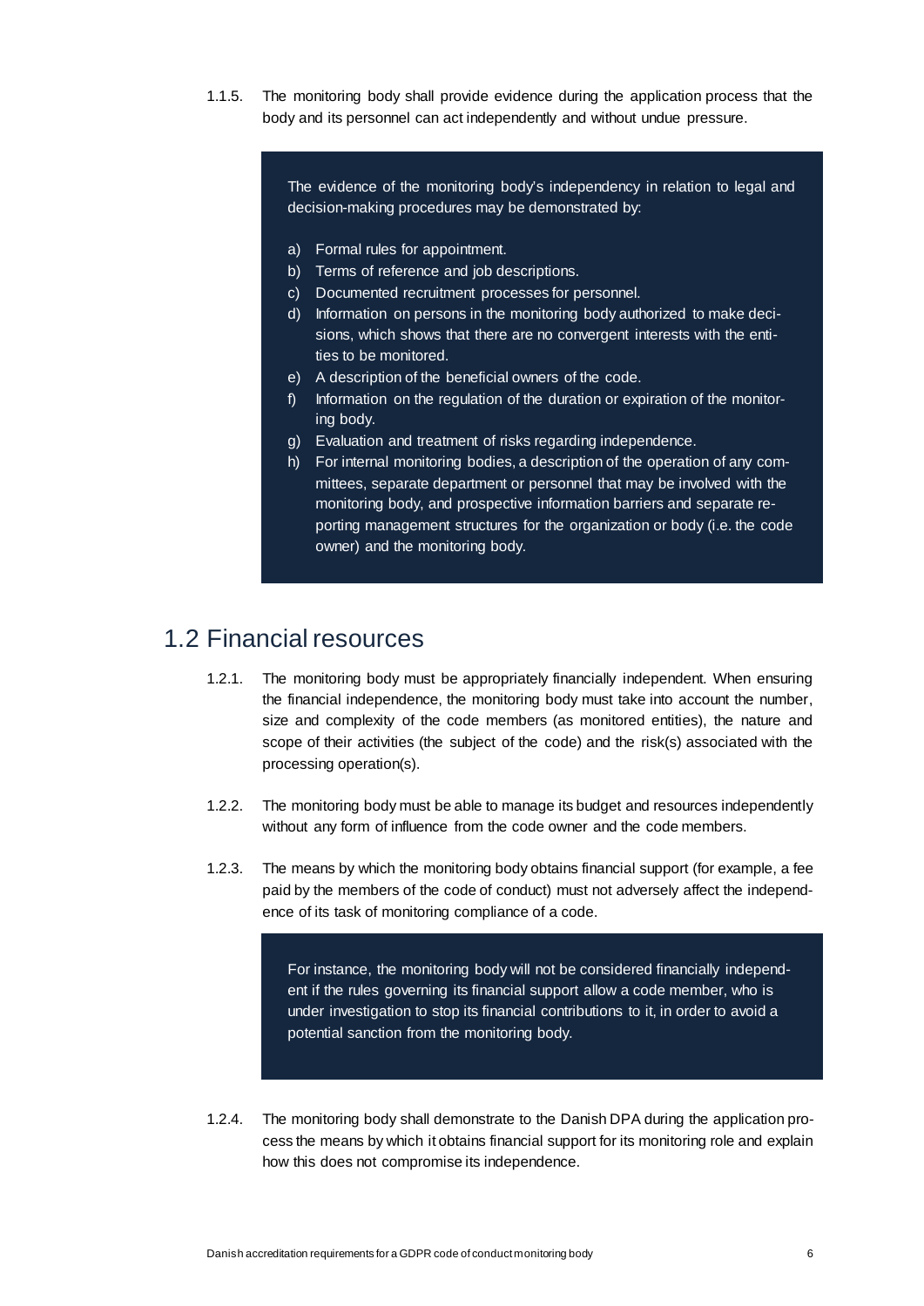1.1.5. The monitoring body shall provide evidence during the application process that the body and its personnel can act independently and without undue pressure.

> The evidence of the monitoring body's independency in relation to legal and decision-making procedures may be demonstrated by:
>
> a) Formal rules for appointment.
> b) Terms of reference and job descriptions.
> c) Documented recruitment processes for personnel.
> d) Information on persons in the monitoring body authorized to make decisions, which shows that there are no convergent interests with the entities to be monitored.
> e) A description of the beneficial owners of the code.
> f) Information on the regulation of the duration or expiration of the monitoring body.
> g) Evaluation and treatment of risks regarding independence.
> h) For internal monitoring bodies, a description of the operation of any committees, separate department or personnel that may be involved with the monitoring body, and prospective information barriers and separate reporting management structures for the organization or body (i.e. the code owner) and the monitoring body.

## 1.2 Financial resources

1.2.1. The monitoring body must be appropriately financially independent. When ensuring the financial independence, the monitoring body must take into account the number, size and complexity of the code members (as monitored entities), the nature and scope of their activities (the subject of the code) and the risk(s) associated with the processing operation(s).

1.2.2. The monitoring body must be able to manage its budget and resources independently without any form of influence from the code owner and the code members.

1.2.3. The means by which the monitoring body obtains financial support (for example, a fee paid by the members of the code of conduct) must not adversely affect the independence of its task of monitoring compliance of a code.

> For instance, the monitoring body will not be considered financially independent if the rules governing its financial support allow a code member, who is under investigation to stop its financial contributions to it, in order to avoid a potential sanction from the monitoring body.

1.2.4. The monitoring body shall demonstrate to the Danish DPA during the application process the means by which it obtains financial support for its monitoring role and explain how this does not compromise its independence.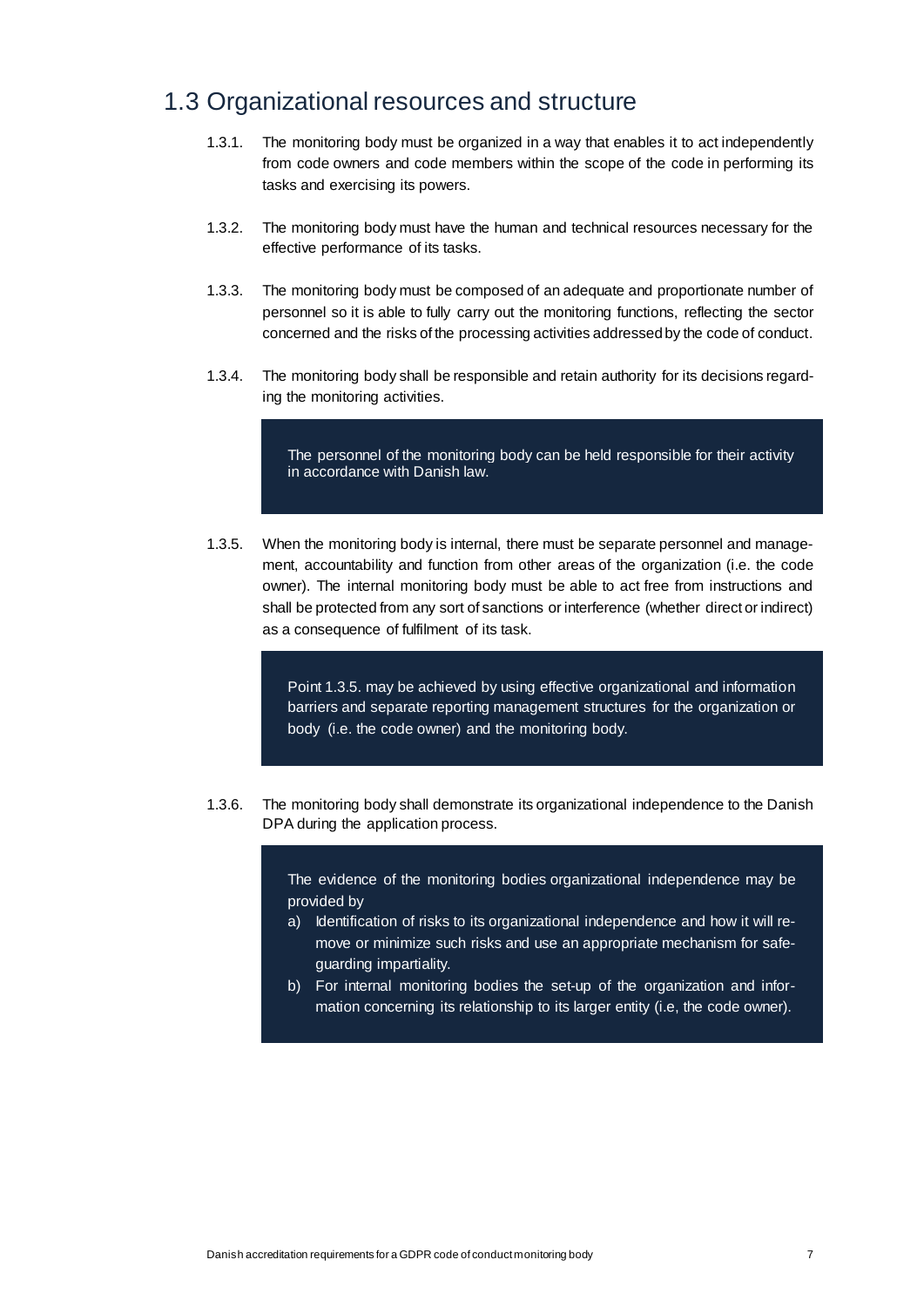## 1.3 Organizational resources and structure

1.3.1. The monitoring body must be organized in a way that enables it to act independently from code owners and code members within the scope of the code in performing its tasks and exercising its powers.

1.3.2. The monitoring body must have the human and technical resources necessary for the effective performance of its tasks.

1.3.3. The monitoring body must be composed of an adequate and proportionate number of personnel so it is able to fully carry out the monitoring functions, reflecting the sector concerned and the risks of the processing activities addressed by the code of conduct.

1.3.4. The monitoring body shall be responsible and retain authority for its decisions regarding the monitoring activities.

> The personnel of the monitoring body can be held responsible for their activity in accordance with Danish law.

1.3.5. When the monitoring body is internal, there must be separate personnel and management, accountability and function from other areas of the organization (i.e. the code owner). The internal monitoring body must be able to act free from instructions and shall be protected from any sort of sanctions or interference (whether direct or indirect) as a consequence of fulfilment of its task.

> Point 1.3.5. may be achieved by using effective organizational and information barriers and separate reporting management structures for the organization or body (i.e. the code owner) and the monitoring body.

1.3.6. The monitoring body shall demonstrate its organizational independence to the Danish DPA during the application process.

> The evidence of the monitoring bodies organizational independence may be provided by
>
> a) Identification of risks to its organizational independence and how it will remove or minimize such risks and use an appropriate mechanism for safeguarding impartiality.
> b) For internal monitoring bodies the set-up of the organization and information concerning its relationship to its larger entity (i.e, the code owner).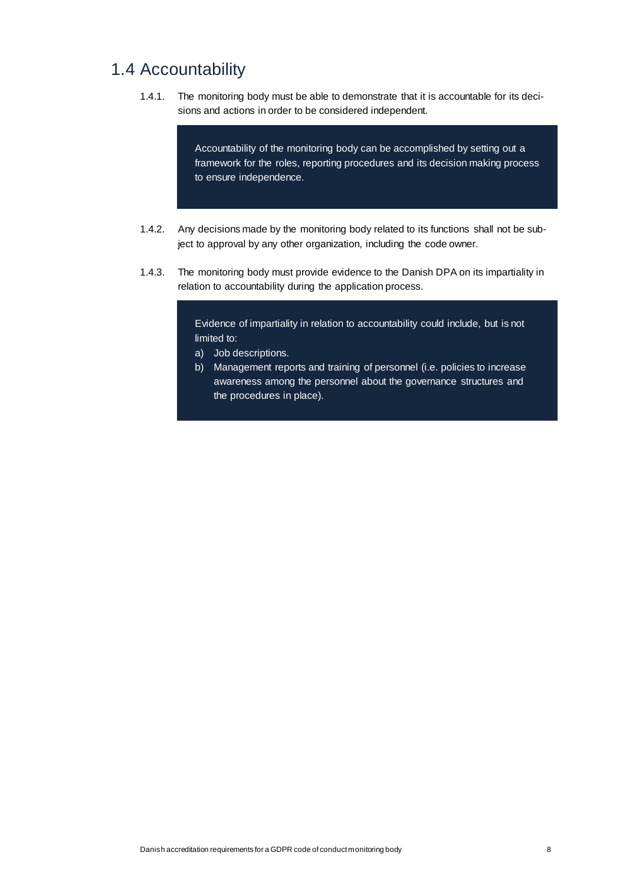## 1.4 Accountability

1.4.1. The monitoring body must be able to demonstrate that it is accountable for its decisions and actions in order to be considered independent.

> Accountability of the monitoring body can be accomplished by setting out a framework for the roles, reporting procedures and its decision making process to ensure independence.

1.4.2. Any decisions made by the monitoring body related to its functions shall not be subject to approval by any other organization, including the code owner.

1.4.3. The monitoring body must provide evidence to the Danish DPA on its impartiality in relation to accountability during the application process.

> Evidence of impartiality in relation to accountability could include, but is not limited to:
>
> a) Job descriptions.
> b) Management reports and training of personnel (i.e. policies to increase awareness among the personnel about the governance structures and the procedures in place).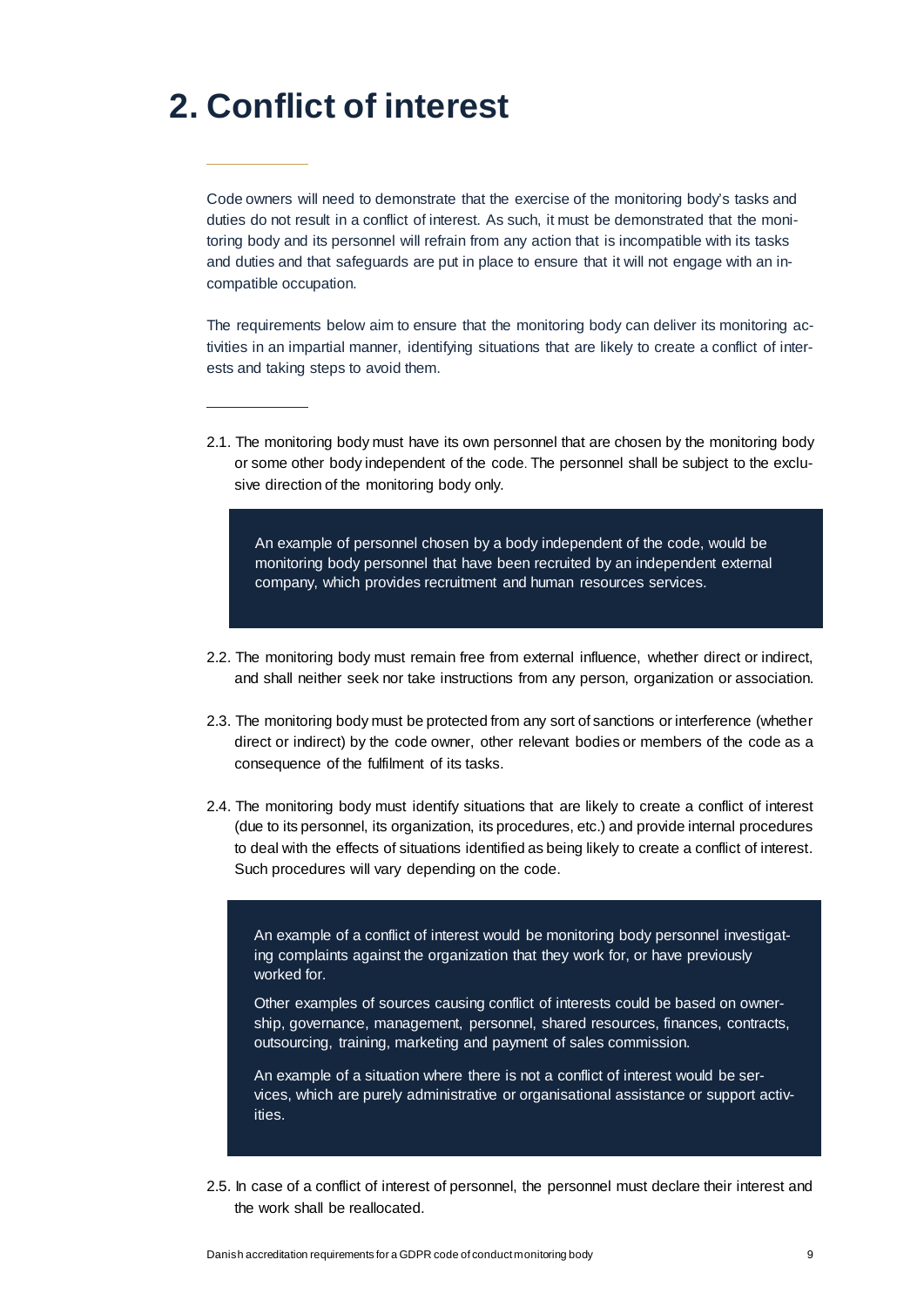# 2. Conflict of interest

Code owners will need to demonstrate that the exercise of the monitoring body's tasks and duties do not result in a conflict of interest. As such, it must be demonstrated that the monitoring body and its personnel will refrain from any action that is incompatible with its tasks and duties and that safeguards are put in place to ensure that it will not engage with an incompatible occupation.

The requirements below aim to ensure that the monitoring body can deliver its monitoring activities in an impartial manner, identifying situations that are likely to create a conflict of interests and taking steps to avoid them.

2.1. The monitoring body must have its own personnel that are chosen by the monitoring body or some other body independent of the code. The personnel shall be subject to the exclusive direction of the monitoring body only.

> An example of personnel chosen by a body independent of the code, would be monitoring body personnel that have been recruited by an independent external company, which provides recruitment and human resources services.

2.2. The monitoring body must remain free from external influence, whether direct or indirect, and shall neither seek nor take instructions from any person, organization or association.

2.3. The monitoring body must be protected from any sort of sanctions or interference (whether direct or indirect) by the code owner, other relevant bodies or members of the code as a consequence of the fulfilment of its tasks.

2.4. The monitoring body must identify situations that are likely to create a conflict of interest (due to its personnel, its organization, its procedures, etc.) and provide internal procedures to deal with the effects of situations identified as being likely to create a conflict of interest. Such procedures will vary depending on the code.

> An example of a conflict of interest would be monitoring body personnel investigating complaints against the organization that they work for, or have previously worked for.
>
> Other examples of sources causing conflict of interests could be based on ownership, governance, management, personnel, shared resources, finances, contracts, outsourcing, training, marketing and payment of sales commission.
>
> An example of a situation where there is not a conflict of interest would be services, which are purely administrative or organisational assistance or support activities.

2.5. In case of a conflict of interest of personnel, the personnel must declare their interest and the work shall be reallocated.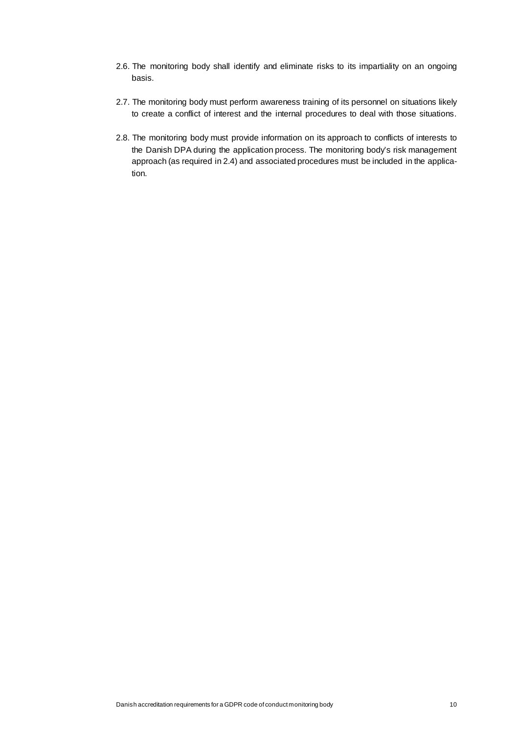2.6. The monitoring body shall identify and eliminate risks to its impartiality on an ongoing basis.

2.7. The monitoring body must perform awareness training of its personnel on situations likely to create a conflict of interest and the internal procedures to deal with those situations.

2.8. The monitoring body must provide information on its approach to conflicts of interests to the Danish DPA during the application process. The monitoring body's risk management approach (as required in 2.4) and associated procedures must be included in the application.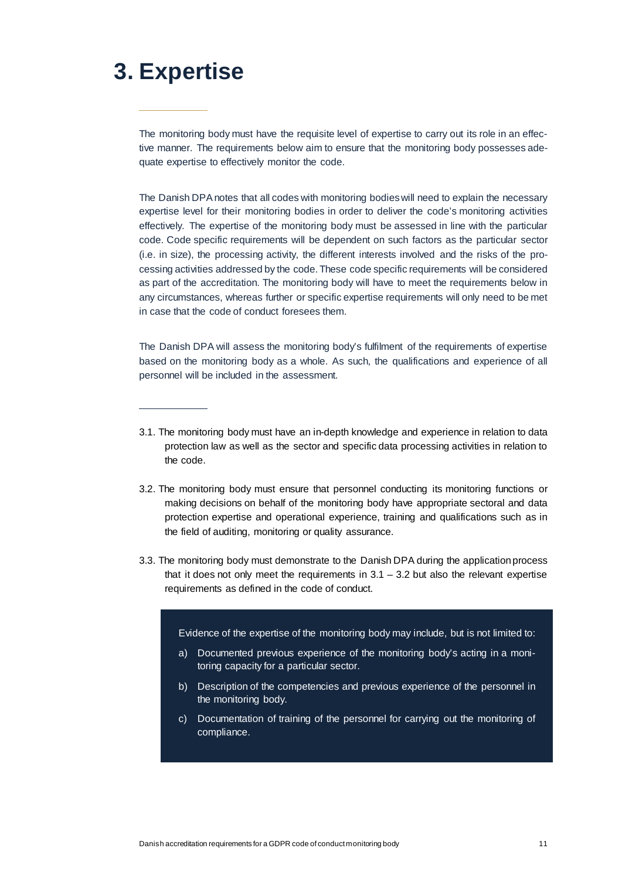# 3. Expertise

The monitoring body must have the requisite level of expertise to carry out its role in an effective manner. The requirements below aim to ensure that the monitoring body possesses adequate expertise to effectively monitor the code.

The Danish DPA notes that all codes with monitoring bodies will need to explain the necessary expertise level for their monitoring bodies in order to deliver the code's monitoring activities effectively. The expertise of the monitoring body must be assessed in line with the particular code. Code specific requirements will be dependent on such factors as the particular sector (i.e. in size), the processing activity, the different interests involved and the risks of the processing activities addressed by the code. These code specific requirements will be considered as part of the accreditation. The monitoring body will have to meet the requirements below in any circumstances, whereas further or specific expertise requirements will only need to be met in case that the code of conduct foresees them.

The Danish DPA will assess the monitoring body's fulfilment of the requirements of expertise based on the monitoring body as a whole. As such, the qualifications and experience of all personnel will be included in the assessment.

3.1. The monitoring body must have an in-depth knowledge and experience in relation to data protection law as well as the sector and specific data processing activities in relation to the code.

3.2. The monitoring body must ensure that personnel conducting its monitoring functions or making decisions on behalf of the monitoring body have appropriate sectoral and data protection expertise and operational experience, training and qualifications such as in the field of auditing, monitoring or quality assurance.

3.3. The monitoring body must demonstrate to the Danish DPA during the application process that it does not only meet the requirements in 3.1 – 3.2 but also the relevant expertise requirements as defined in the code of conduct.

Evidence of the expertise of the monitoring body may include, but is not limited to:

a) Documented previous experience of the monitoring body's acting in a monitoring capacity for a particular sector.

b) Description of the competencies and previous experience of the personnel in the monitoring body.

c) Documentation of training of the personnel for carrying out the monitoring of compliance.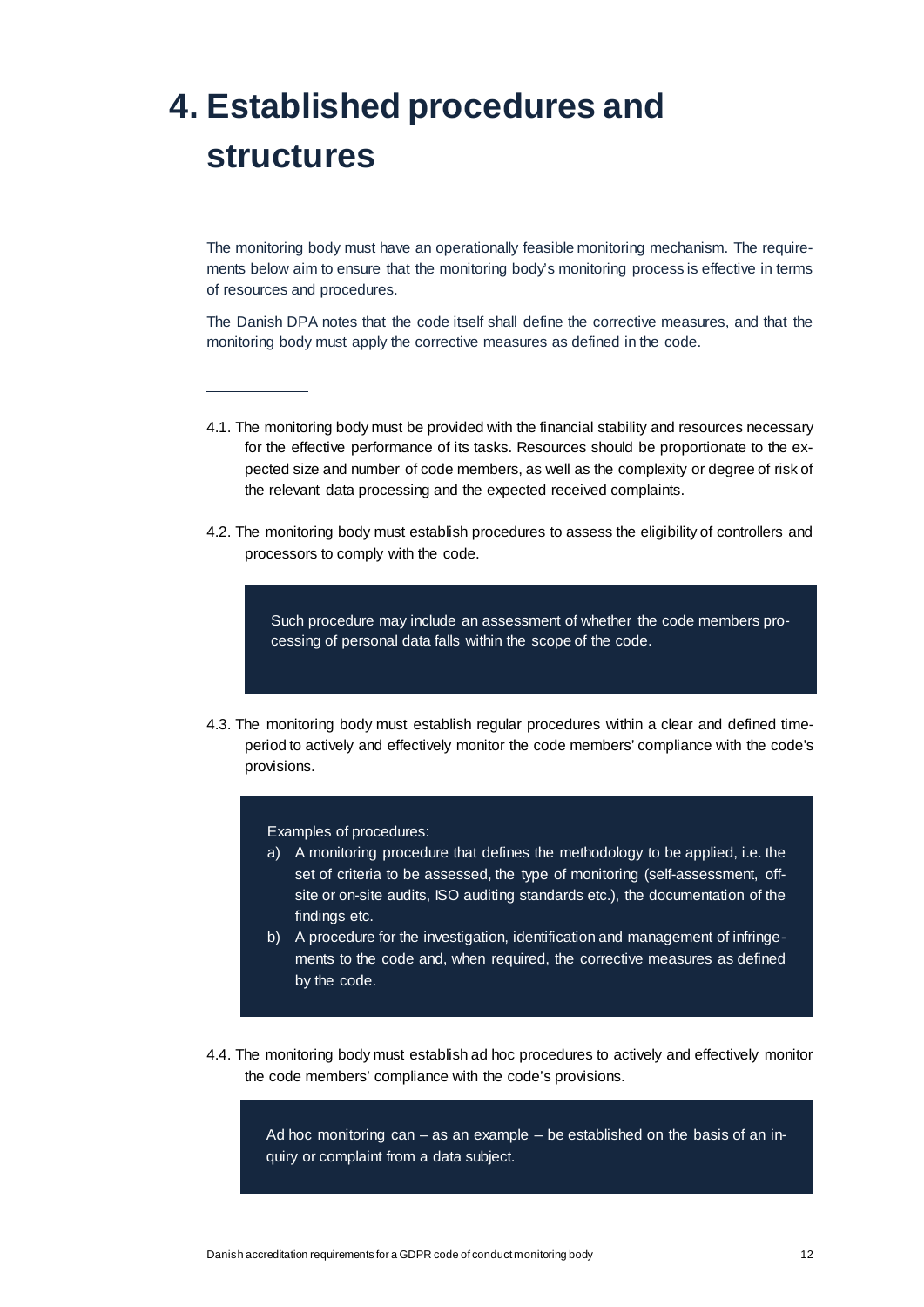# 4. Established procedures and structures

The monitoring body must have an operationally feasible monitoring mechanism. The requirements below aim to ensure that the monitoring body's monitoring process is effective in terms of resources and procedures.

The Danish DPA notes that the code itself shall define the corrective measures, and that the monitoring body must apply the corrective measures as defined in the code.

4.1. The monitoring body must be provided with the financial stability and resources necessary for the effective performance of its tasks. Resources should be proportionate to the expected size and number of code members, as well as the complexity or degree of risk of the relevant data processing and the expected received complaints.

4.2. The monitoring body must establish procedures to assess the eligibility of controllers and processors to comply with the code.

> Such procedure may include an assessment of whether the code members processing of personal data falls within the scope of the code.

4.3. The monitoring body must establish regular procedures within a clear and defined timeperiod to actively and effectively monitor the code members' compliance with the code's provisions.

> Examples of procedures:
>
> a) A monitoring procedure that defines the methodology to be applied, i.e. the set of criteria to be assessed, the type of monitoring (self-assessment, off-site or on-site audits, ISO auditing standards etc.), the documentation of the findings etc.
>
> b) A procedure for the investigation, identification and management of infringements to the code and, when required, the corrective measures as defined by the code.

4.4. The monitoring body must establish ad hoc procedures to actively and effectively monitor the code members' compliance with the code's provisions.

> Ad hoc monitoring can – as an example – be established on the basis of an inquiry or complaint from a data subject.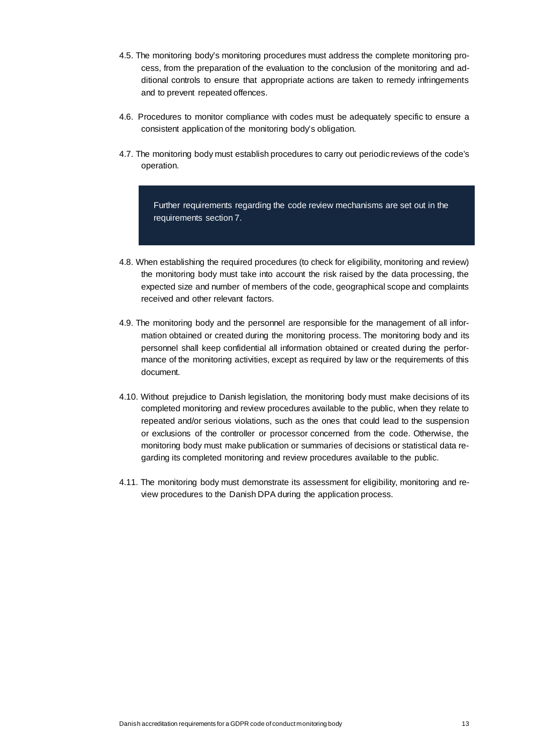4.5. The monitoring body's monitoring procedures must address the complete monitoring process, from the preparation of the evaluation to the conclusion of the monitoring and additional controls to ensure that appropriate actions are taken to remedy infringements and to prevent repeated offences.

4.6. Procedures to monitor compliance with codes must be adequately specific to ensure a consistent application of the monitoring body's obligation.

4.7. The monitoring body must establish procedures to carry out periodic reviews of the code's operation.

> Further requirements regarding the code review mechanisms are set out in the requirements section 7.

4.8. When establishing the required procedures (to check for eligibility, monitoring and review) the monitoring body must take into account the risk raised by the data processing, the expected size and number of members of the code, geographical scope and complaints received and other relevant factors.

4.9. The monitoring body and the personnel are responsible for the management of all information obtained or created during the monitoring process. The monitoring body and its personnel shall keep confidential all information obtained or created during the performance of the monitoring activities, except as required by law or the requirements of this document.

4.10. Without prejudice to Danish legislation, the monitoring body must make decisions of its completed monitoring and review procedures available to the public, when they relate to repeated and/or serious violations, such as the ones that could lead to the suspension or exclusions of the controller or processor concerned from the code. Otherwise, the monitoring body must make publication or summaries of decisions or statistical data regarding its completed monitoring and review procedures available to the public.

4.11. The monitoring body must demonstrate its assessment for eligibility, monitoring and review procedures to the Danish DPA during the application process.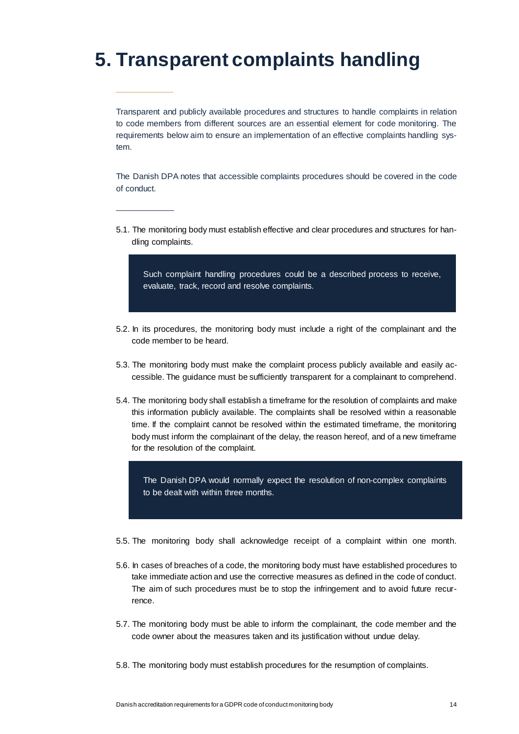# 5. Transparent complaints handling

Transparent and publicly available procedures and structures to handle complaints in relation to code members from different sources are an essential element for code monitoring. The requirements below aim to ensure an implementation of an effective complaints handling system.

The Danish DPA notes that accessible complaints procedures should be covered in the code of conduct.

5.1. The monitoring body must establish effective and clear procedures and structures for handling complaints.

> Such complaint handling procedures could be a described process to receive, evaluate, track, record and resolve complaints.

5.2. In its procedures, the monitoring body must include a right of the complainant and the code member to be heard.

5.3. The monitoring body must make the complaint process publicly available and easily accessible. The guidance must be sufficiently transparent for a complainant to comprehend.

5.4. The monitoring body shall establish a timeframe for the resolution of complaints and make this information publicly available. The complaints shall be resolved within a reasonable time. If the complaint cannot be resolved within the estimated timeframe, the monitoring body must inform the complainant of the delay, the reason hereof, and of a new timeframe for the resolution of the complaint.

> The Danish DPA would normally expect the resolution of non-complex complaints to be dealt with within three months.

5.5. The monitoring body shall acknowledge receipt of a complaint within one month.

5.6. In cases of breaches of a code, the monitoring body must have established procedures to take immediate action and use the corrective measures as defined in the code of conduct. The aim of such procedures must be to stop the infringement and to avoid future recurrence.

5.7. The monitoring body must be able to inform the complainant, the code member and the code owner about the measures taken and its justification without undue delay.

5.8. The monitoring body must establish procedures for the resumption of complaints.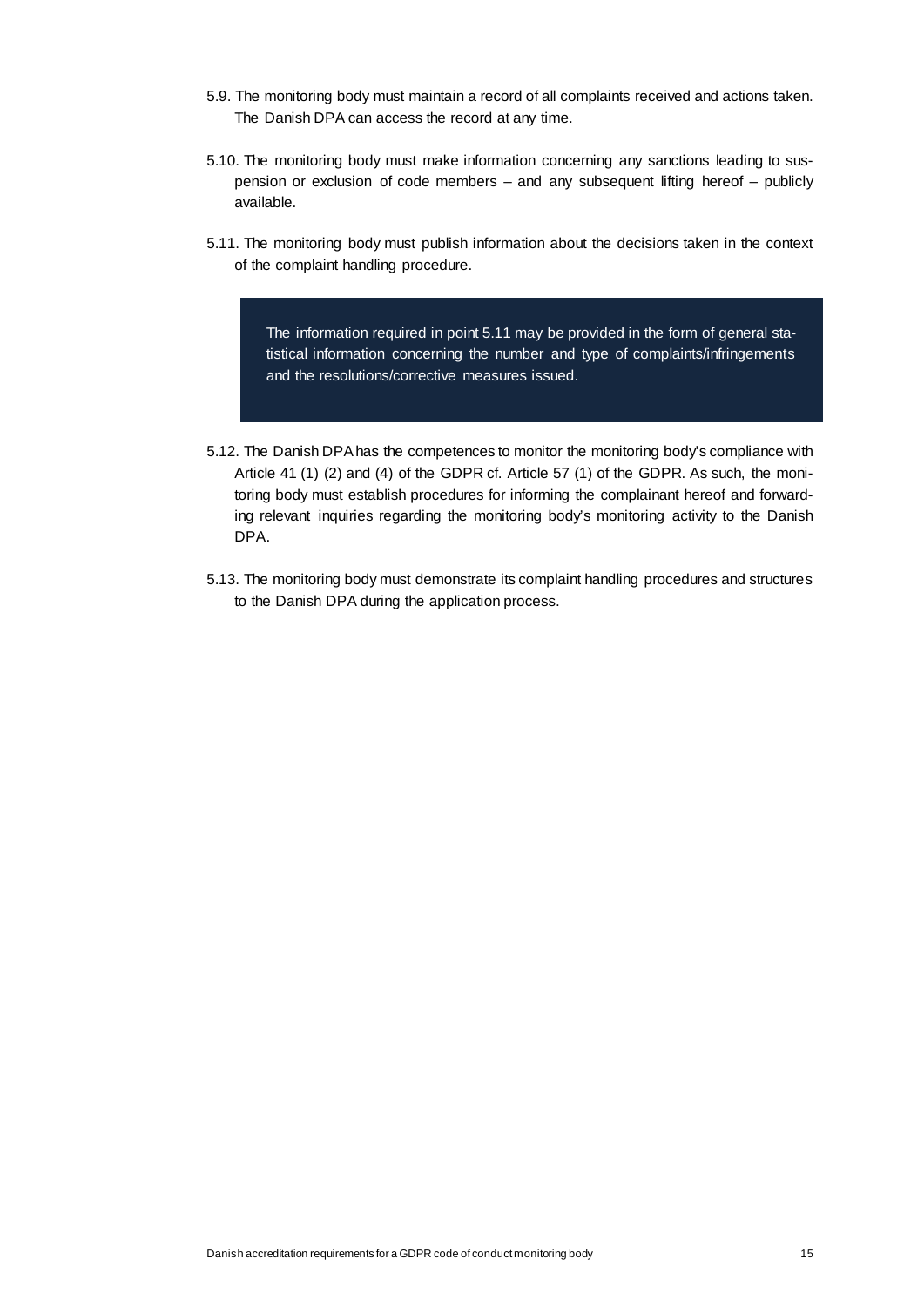5.9. The monitoring body must maintain a record of all complaints received and actions taken. The Danish DPA can access the record at any time.

5.10. The monitoring body must make information concerning any sanctions leading to suspension or exclusion of code members – and any subsequent lifting hereof – publicly available.

5.11. The monitoring body must publish information about the decisions taken in the context of the complaint handling procedure.

> The information required in point 5.11 may be provided in the form of general statistical information concerning the number and type of complaints/infringements and the resolutions/corrective measures issued.

5.12. The Danish DPA has the competences to monitor the monitoring body's compliance with Article 41 (1) (2) and (4) of the GDPR cf. Article 57 (1) of the GDPR. As such, the monitoring body must establish procedures for informing the complainant hereof and forwarding relevant inquiries regarding the monitoring body's monitoring activity to the Danish DPA.

5.13. The monitoring body must demonstrate its complaint handling procedures and structures to the Danish DPA during the application process.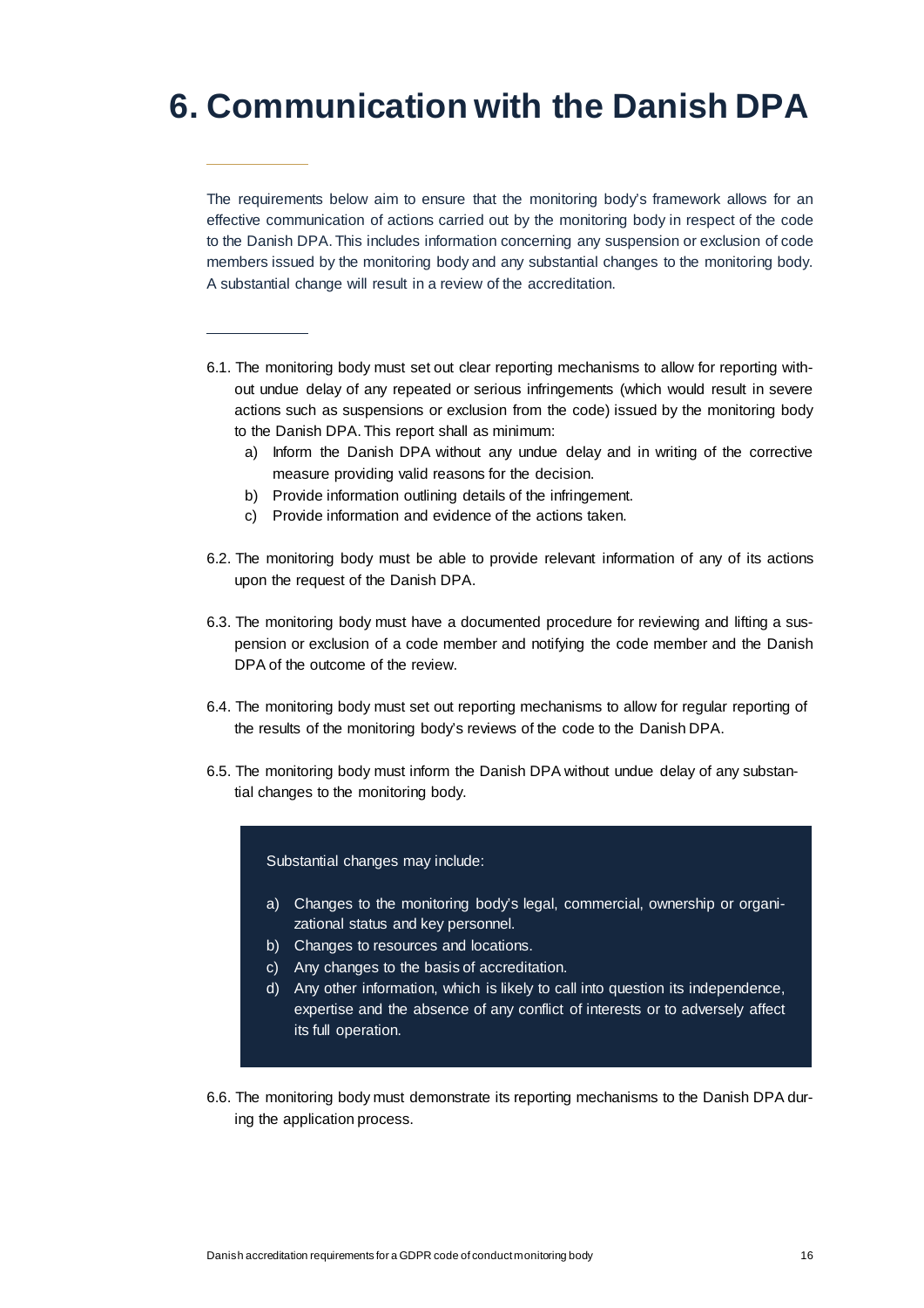# 6. Communication with the Danish DPA

The requirements below aim to ensure that the monitoring body's framework allows for an effective communication of actions carried out by the monitoring body in respect of the code to the Danish DPA. This includes information concerning any suspension or exclusion of code members issued by the monitoring body and any substantial changes to the monitoring body. A substantial change will result in a review of the accreditation.

6.1. The monitoring body must set out clear reporting mechanisms to allow for reporting without undue delay of any repeated or serious infringements (which would result in severe actions such as suspensions or exclusion from the code) issued by the monitoring body to the Danish DPA. This report shall as minimum:

   a) Inform the Danish DPA without any undue delay and in writing of the corrective measure providing valid reasons for the decision.
   b) Provide information outlining details of the infringement.
   c) Provide information and evidence of the actions taken.

6.2. The monitoring body must be able to provide relevant information of any of its actions upon the request of the Danish DPA.

6.3. The monitoring body must have a documented procedure for reviewing and lifting a suspension or exclusion of a code member and notifying the code member and the Danish DPA of the outcome of the review.

6.4. The monitoring body must set out reporting mechanisms to allow for regular reporting of the results of the monitoring body's reviews of the code to the Danish DPA.

6.5. The monitoring body must inform the Danish DPA without undue delay of any substantial changes to the monitoring body.

> Substantial changes may include:
>
> a) Changes to the monitoring body's legal, commercial, ownership or organizational status and key personnel.
> b) Changes to resources and locations.
> c) Any changes to the basis of accreditation.
> d) Any other information, which is likely to call into question its independence, expertise and the absence of any conflict of interests or to adversely affect its full operation.

6.6. The monitoring body must demonstrate its reporting mechanisms to the Danish DPA during the application process.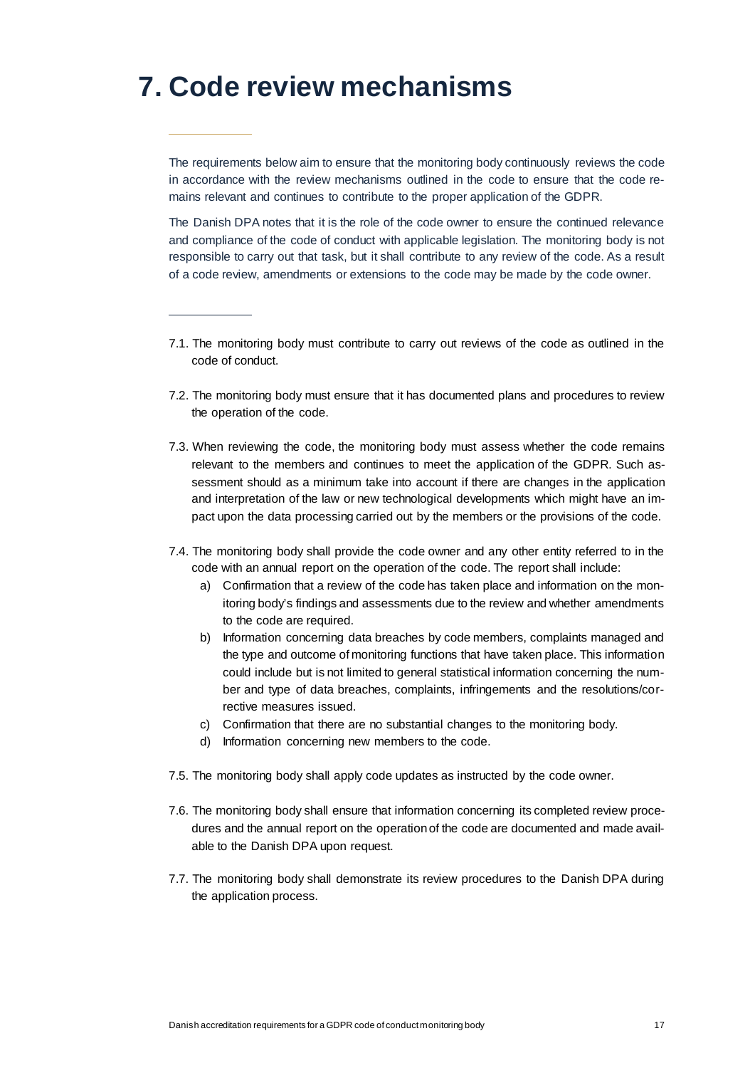# 7. Code review mechanisms

The requirements below aim to ensure that the monitoring body continuously reviews the code in accordance with the review mechanisms outlined in the code to ensure that the code remains relevant and continues to contribute to the proper application of the GDPR.

The Danish DPA notes that it is the role of the code owner to ensure the continued relevance and compliance of the code of conduct with applicable legislation. The monitoring body is not responsible to carry out that task, but it shall contribute to any review of the code. As a result of a code review, amendments or extensions to the code may be made by the code owner.

7.1. The monitoring body must contribute to carry out reviews of the code as outlined in the code of conduct.

7.2. The monitoring body must ensure that it has documented plans and procedures to review the operation of the code.

7.3. When reviewing the code, the monitoring body must assess whether the code remains relevant to the members and continues to meet the application of the GDPR. Such assessment should as a minimum take into account if there are changes in the application and interpretation of the law or new technological developments which might have an impact upon the data processing carried out by the members or the provisions of the code.

7.4. The monitoring body shall provide the code owner and any other entity referred to in the code with an annual report on the operation of the code. The report shall include:

   a) Confirmation that a review of the code has taken place and information on the monitoring body's findings and assessments due to the review and whether amendments to the code are required.
   b) Information concerning data breaches by code members, complaints managed and the type and outcome of monitoring functions that have taken place. This information could include but is not limited to general statistical information concerning the number and type of data breaches, complaints, infringements and the resolutions/corrective measures issued.
   c) Confirmation that there are no substantial changes to the monitoring body.
   d) Information concerning new members to the code.

7.5. The monitoring body shall apply code updates as instructed by the code owner.

7.6. The monitoring body shall ensure that information concerning its completed review procedures and the annual report on the operation of the code are documented and made available to the Danish DPA upon request.

7.7. The monitoring body shall demonstrate its review procedures to the Danish DPA during the application process.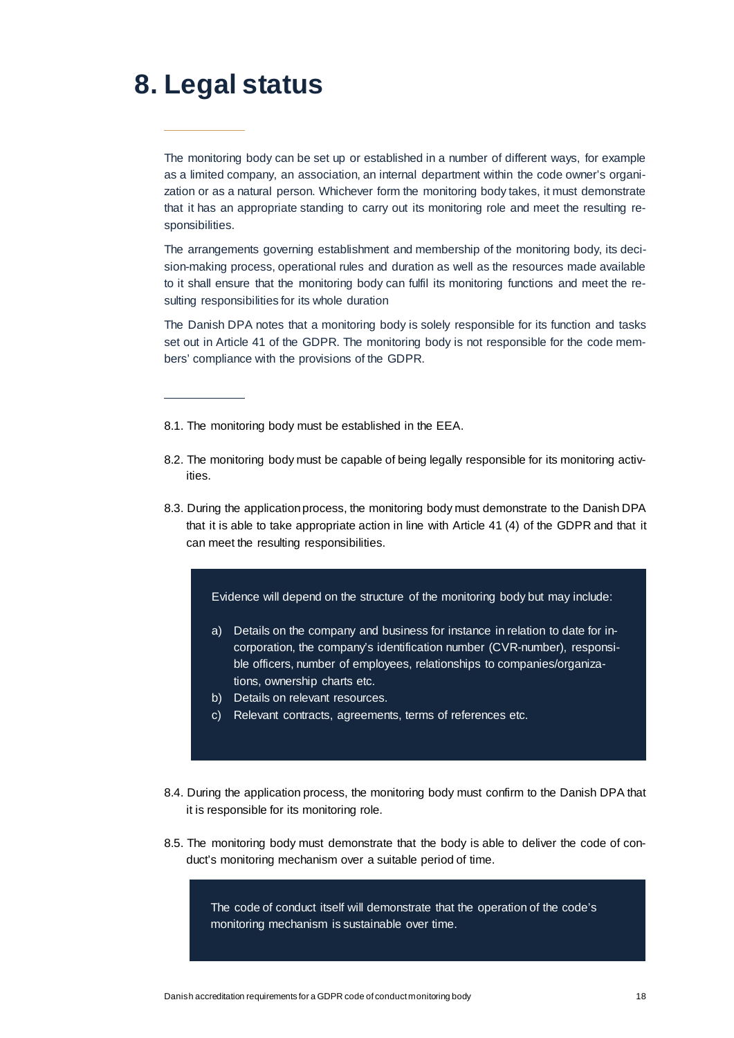# 8. Legal status

The monitoring body can be set up or established in a number of different ways, for example as a limited company, an association, an internal department within the code owner's organization or as a natural person. Whichever form the monitoring body takes, it must demonstrate that it has an appropriate standing to carry out its monitoring role and meet the resulting responsibilities.

The arrangements governing establishment and membership of the monitoring body, its decision-making process, operational rules and duration as well as the resources made available to it shall ensure that the monitoring body can fulfil its monitoring functions and meet the resulting responsibilities for its whole duration

The Danish DPA notes that a monitoring body is solely responsible for its function and tasks set out in Article 41 of the GDPR. The monitoring body is not responsible for the code members' compliance with the provisions of the GDPR.

8.1. The monitoring body must be established in the EEA.

8.2. The monitoring body must be capable of being legally responsible for its monitoring activities.

8.3. During the application process, the monitoring body must demonstrate to the Danish DPA that it is able to take appropriate action in line with Article 41 (4) of the GDPR and that it can meet the resulting responsibilities.

> Evidence will depend on the structure of the monitoring body but may include:
>
> a) Details on the company and business for instance in relation to date for incorporation, the company's identification number (CVR-number), responsible officers, number of employees, relationships to companies/organizations, ownership charts etc.
> b) Details on relevant resources.
> c) Relevant contracts, agreements, terms of references etc.

8.4. During the application process, the monitoring body must confirm to the Danish DPA that it is responsible for its monitoring role.

8.5. The monitoring body must demonstrate that the body is able to deliver the code of conduct's monitoring mechanism over a suitable period of time.

> The code of conduct itself will demonstrate that the operation of the code's monitoring mechanism is sustainable over time.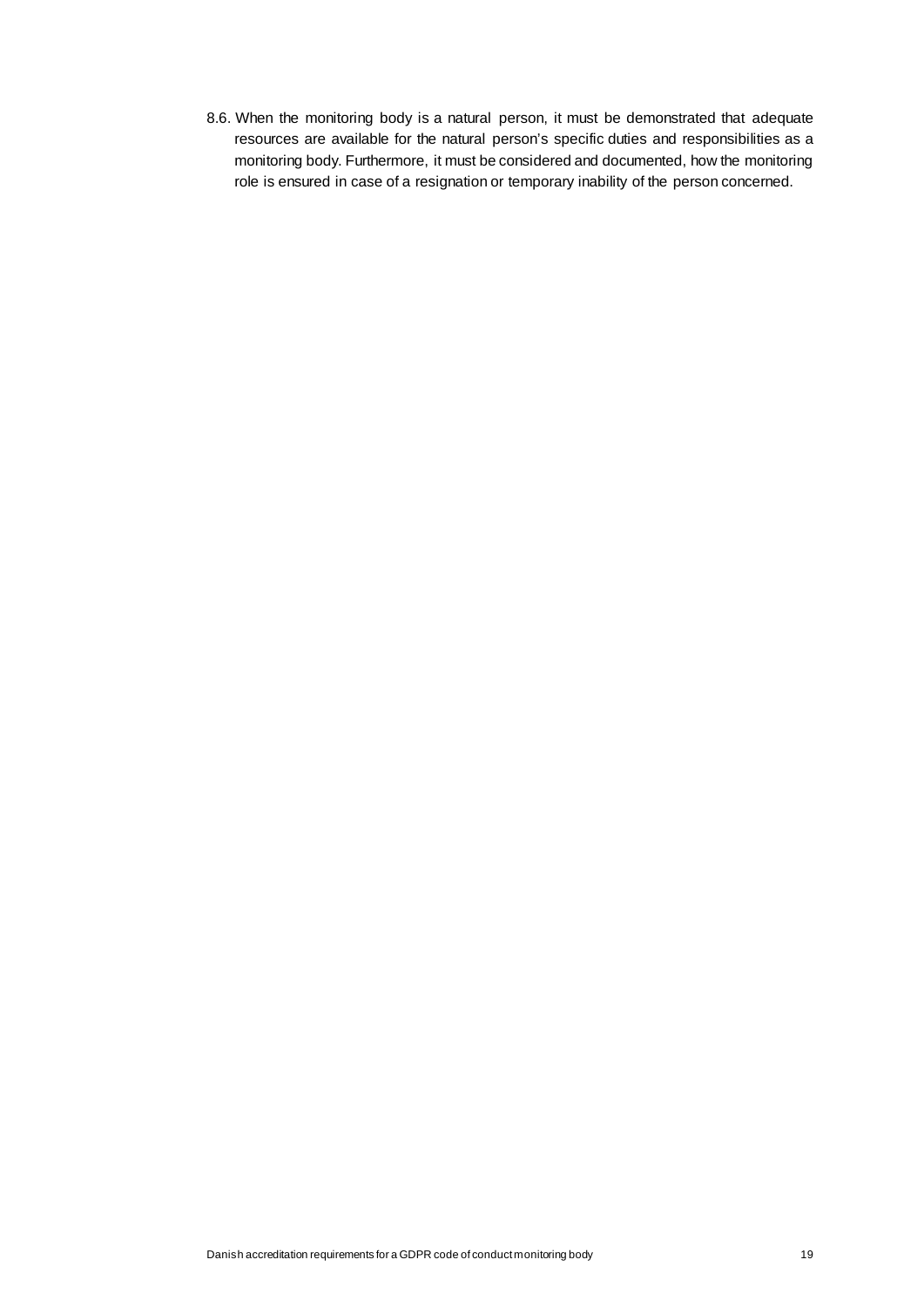8.6. When the monitoring body is a natural person, it must be demonstrated that adequate resources are available for the natural person's specific duties and responsibilities as a monitoring body. Furthermore, it must be considered and documented, how the monitoring role is ensured in case of a resignation or temporary inability of the person concerned.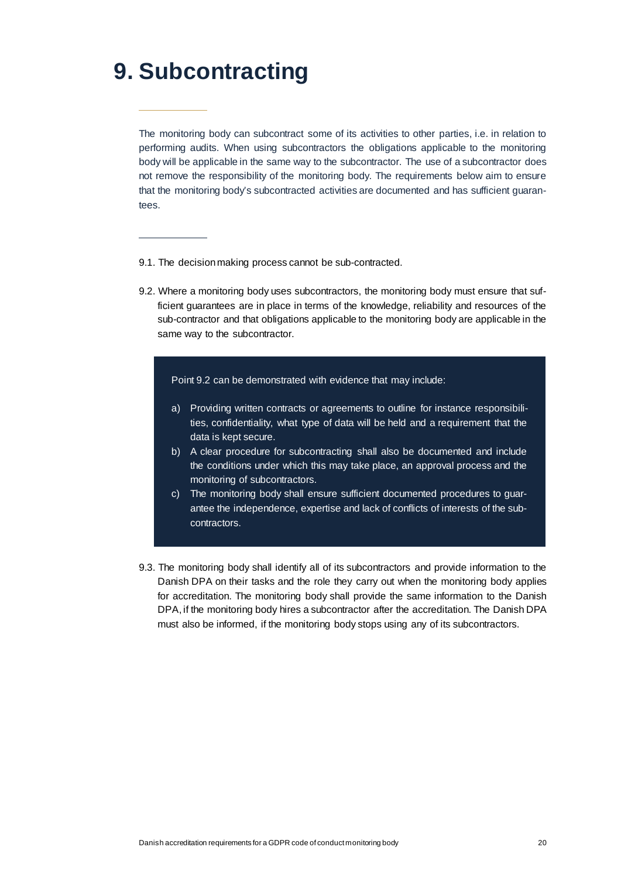# 9. Subcontracting

The monitoring body can subcontract some of its activities to other parties, i.e. in relation to performing audits. When using subcontractors the obligations applicable to the monitoring body will be applicable in the same way to the subcontractor. The use of a subcontractor does not remove the responsibility of the monitoring body. The requirements below aim to ensure that the monitoring body's subcontracted activities are documented and has sufficient guarantees.

9.1. The decision making process cannot be sub-contracted.

9.2. Where a monitoring body uses subcontractors, the monitoring body must ensure that sufficient guarantees are in place in terms of the knowledge, reliability and resources of the sub-contractor and that obligations applicable to the monitoring body are applicable in the same way to the subcontractor.

> Point 9.2 can be demonstrated with evidence that may include:
>
> a) Providing written contracts or agreements to outline for instance responsibilities, confidentiality, what type of data will be held and a requirement that the data is kept secure.
> b) A clear procedure for subcontracting shall also be documented and include the conditions under which this may take place, an approval process and the monitoring of subcontractors.
> c) The monitoring body shall ensure sufficient documented procedures to guarantee the independence, expertise and lack of conflicts of interests of the subcontractors.

9.3. The monitoring body shall identify all of its subcontractors and provide information to the Danish DPA on their tasks and the role they carry out when the monitoring body applies for accreditation. The monitoring body shall provide the same information to the Danish DPA, if the monitoring body hires a subcontractor after the accreditation. The Danish DPA must also be informed, if the monitoring body stops using any of its subcontractors.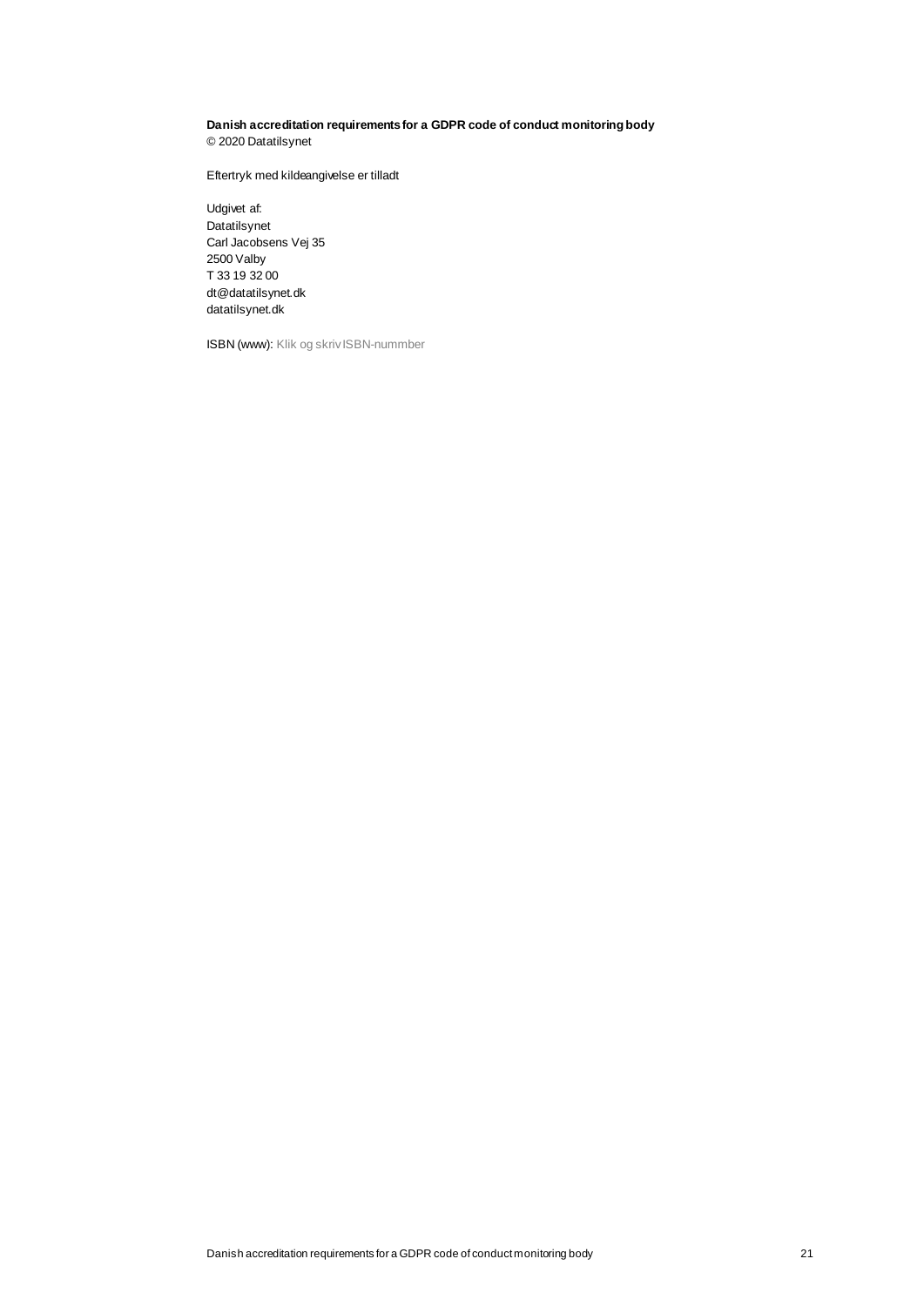**Danish accreditation requirements for a GDPR code of conduct monitoring body**
© 2020 Datatilsynet

Eftertryk med kildeangivelse er tilladt

Udgivet af:
Datatilsynet
Carl Jacobsens Vej 35
2500 Valby
T 33 19 32 00
dt@datatilsynet.dk
datatilsynet.dk

ISBN (www): Klik og skriv ISBN-nummber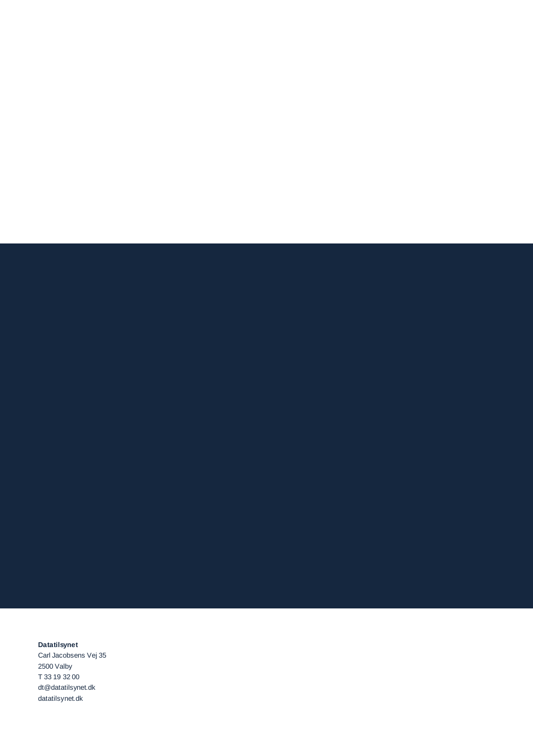**Datatilsynet**
Carl Jacobsens Vej 35
2500 Valby
T 33 19 32 00
dt@datatilsynet.dk
datatilsynet.dk